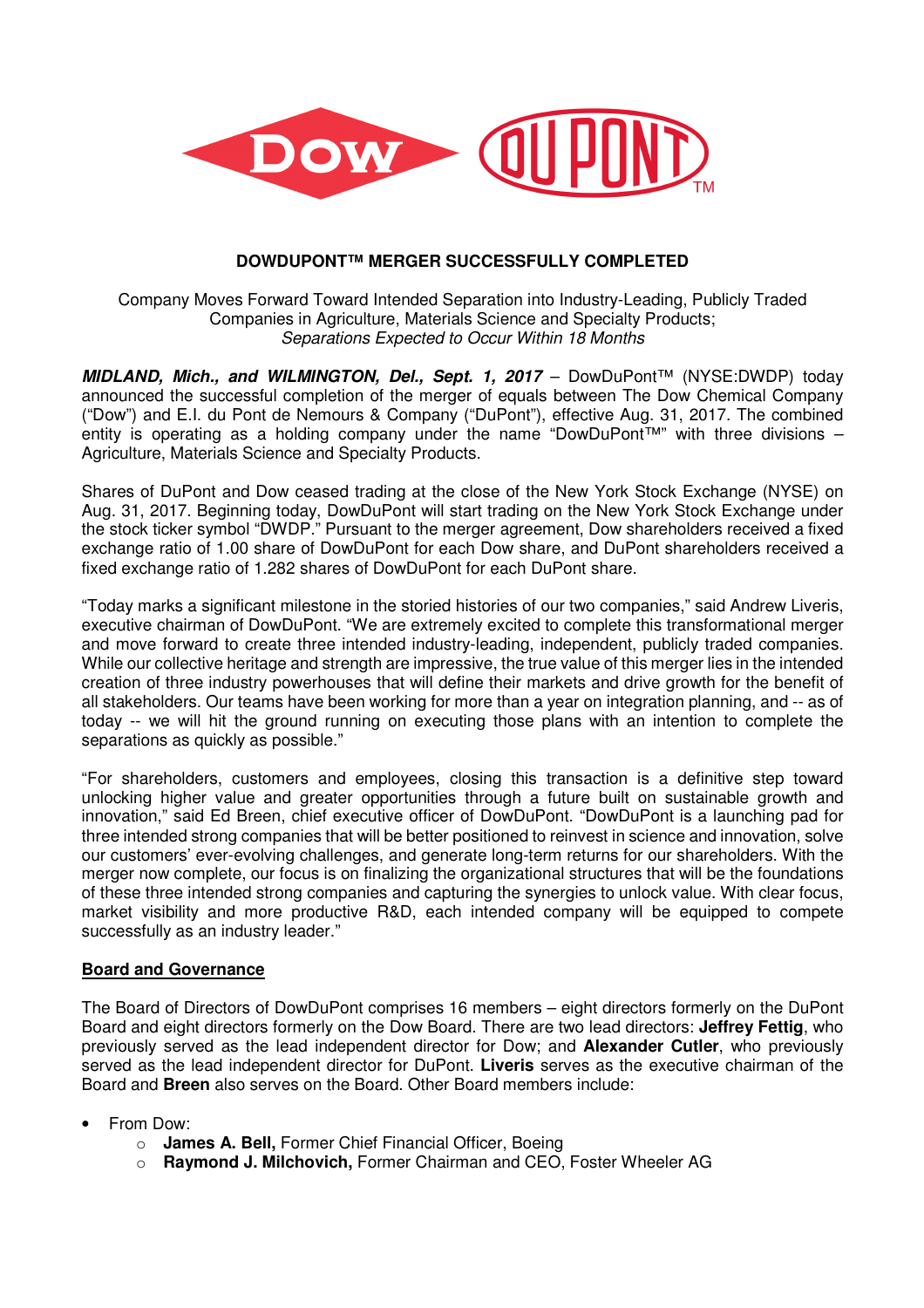# DOWDUPONT™ MERGER SUCCESSFULLY COMPLETED

Company Moves Forward Toward Intended Separation into Industry-Leading, Publicly Traded Companies in Agriculture, Materials Science and Specialty Products;
*Separations Expected to Occur Within 18 Months*

***MIDLAND, Mich., and WILMINGTON, Del., Sept. 1, 2017*** – DowDuPont™ (NYSE:DWDP) today announced the successful completion of the merger of equals between The Dow Chemical Company ("Dow") and E.I. du Pont de Nemours & Company ("DuPont"), effective Aug. 31, 2017. The combined entity is operating as a holding company under the name "DowDuPont™" with three divisions – Agriculture, Materials Science and Specialty Products.

Shares of DuPont and Dow ceased trading at the close of the New York Stock Exchange (NYSE) on Aug. 31, 2017. Beginning today, DowDuPont will start trading on the New York Stock Exchange under the stock ticker symbol "DWDP." Pursuant to the merger agreement, Dow shareholders received a fixed exchange ratio of 1.00 share of DowDuPont for each Dow share, and DuPont shareholders received a fixed exchange ratio of 1.282 shares of DowDuPont for each DuPont share.

"Today marks a significant milestone in the storied histories of our two companies," said Andrew Liveris, executive chairman of DowDuPont. "We are extremely excited to complete this transformational merger and move forward to create three intended industry-leading, independent, publicly traded companies. While our collective heritage and strength are impressive, the true value of this merger lies in the intended creation of three industry powerhouses that will define their markets and drive growth for the benefit of all stakeholders. Our teams have been working for more than a year on integration planning, and -- as of today -- we will hit the ground running on executing those plans with an intention to complete the separations as quickly as possible."

"For shareholders, customers and employees, closing this transaction is a definitive step toward unlocking higher value and greater opportunities through a future built on sustainable growth and innovation," said Ed Breen, chief executive officer of DowDuPont. "DowDuPont is a launching pad for three intended strong companies that will be better positioned to reinvest in science and innovation, solve our customers' ever-evolving challenges, and generate long-term returns for our shareholders. With the merger now complete, our focus is on finalizing the organizational structures that will be the foundations of these three intended strong companies and capturing the synergies to unlock value. With clear focus, market visibility and more productive R&D, each intended company will be equipped to compete successfully as an industry leader."

## Board and Governance

The Board of Directors of DowDuPont comprises 16 members – eight directors formerly on the DuPont Board and eight directors formerly on the Dow Board. There are two lead directors: **Jeffrey Fettig**, who previously served as the lead independent director for Dow; and **Alexander Cutler**, who previously served as the lead independent director for DuPont. **Liveris** serves as the executive chairman of the Board and **Breen** also serves on the Board. Other Board members include:

- From Dow:
  - **James A. Bell,** Former Chief Financial Officer, Boeing
  - **Raymond J. Milchovich,** Former Chairman and CEO, Foster Wheeler AG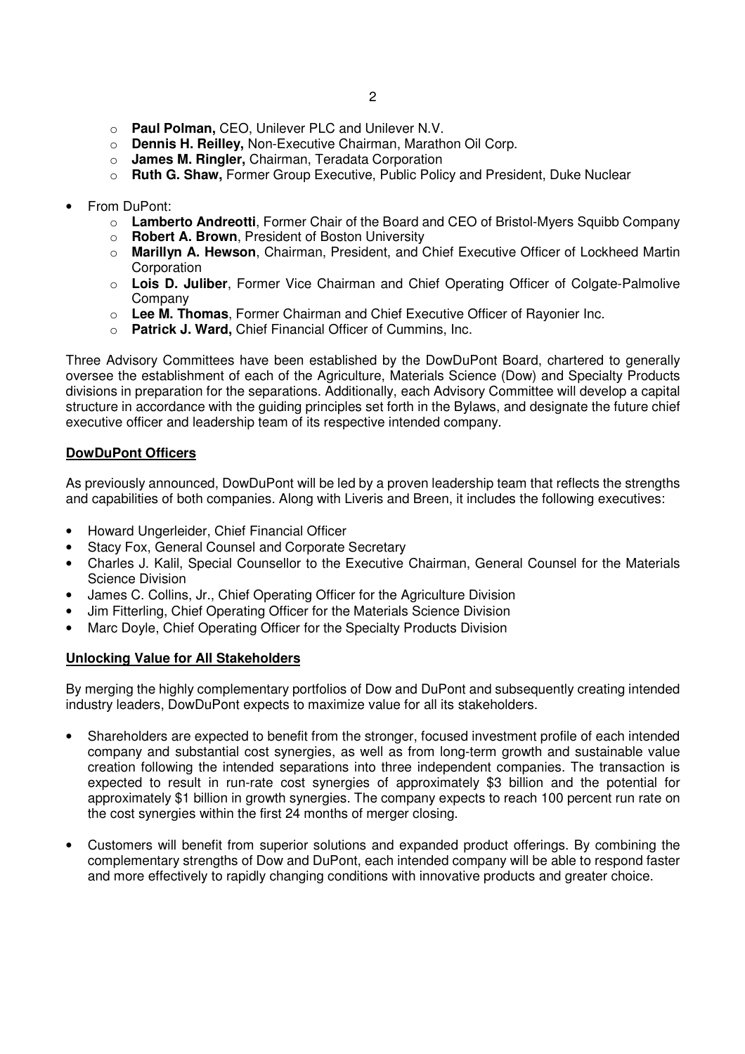- **Paul Polman,** CEO, Unilever PLC and Unilever N.V.
- **Dennis H. Reilley,** Non-Executive Chairman, Marathon Oil Corp.
- **James M. Ringler,** Chairman, Teradata Corporation
- **Ruth G. Shaw,** Former Group Executive, Public Policy and President, Duke Nuclear

- From DuPont:
  - **Lamberto Andreotti**, Former Chair of the Board and CEO of Bristol-Myers Squibb Company
  - **Robert A. Brown**, President of Boston University
  - **Marillyn A. Hewson**, Chairman, President, and Chief Executive Officer of Lockheed Martin Corporation
  - **Lois D. Juliber**, Former Vice Chairman and Chief Operating Officer of Colgate-Palmolive Company
  - **Lee M. Thomas**, Former Chairman and Chief Executive Officer of Rayonier Inc.
  - **Patrick J. Ward,** Chief Financial Officer of Cummins, Inc.

Three Advisory Committees have been established by the DowDuPont Board, chartered to generally oversee the establishment of each of the Agriculture, Materials Science (Dow) and Specialty Products divisions in preparation for the separations. Additionally, each Advisory Committee will develop a capital structure in accordance with the guiding principles set forth in the Bylaws, and designate the future chief executive officer and leadership team of its respective intended company.

## DowDuPont Officers

As previously announced, DowDuPont will be led by a proven leadership team that reflects the strengths and capabilities of both companies. Along with Liveris and Breen, it includes the following executives:

- Howard Ungerleider, Chief Financial Officer
- Stacy Fox, General Counsel and Corporate Secretary
- Charles J. Kalil, Special Counsellor to the Executive Chairman, General Counsel for the Materials Science Division
- James C. Collins, Jr., Chief Operating Officer for the Agriculture Division
- Jim Fitterling, Chief Operating Officer for the Materials Science Division
- Marc Doyle, Chief Operating Officer for the Specialty Products Division

## Unlocking Value for All Stakeholders

By merging the highly complementary portfolios of Dow and DuPont and subsequently creating intended industry leaders, DowDuPont expects to maximize value for all its stakeholders.

- Shareholders are expected to benefit from the stronger, focused investment profile of each intended company and substantial cost synergies, as well as from long-term growth and sustainable value creation following the intended separations into three independent companies. The transaction is expected to result in run-rate cost synergies of approximately $3 billion and the potential for approximately $1 billion in growth synergies. The company expects to reach 100 percent run rate on the cost synergies within the first 24 months of merger closing.

- Customers will benefit from superior solutions and expanded product offerings. By combining the complementary strengths of Dow and DuPont, each intended company will be able to respond faster and more effectively to rapidly changing conditions with innovative products and greater choice.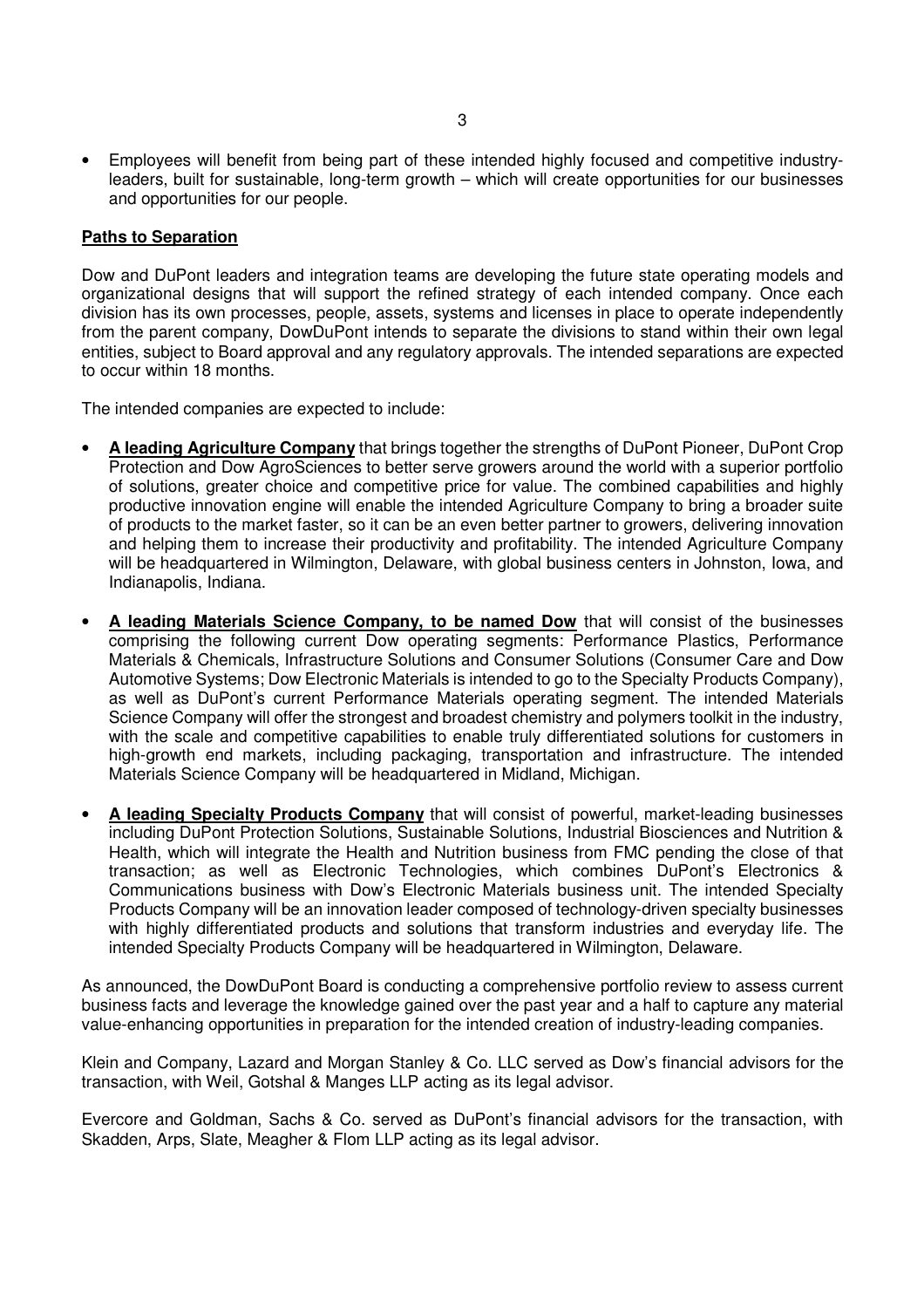- Employees will benefit from being part of these intended highly focused and competitive industry-leaders, built for sustainable, long-term growth – which will create opportunities for our businesses and opportunities for our people.

**Paths to Separation**

Dow and DuPont leaders and integration teams are developing the future state operating models and organizational designs that will support the refined strategy of each intended company. Once each division has its own processes, people, assets, systems and licenses in place to operate independently from the parent company, DowDuPont intends to separate the divisions to stand within their own legal entities, subject to Board approval and any regulatory approvals. The intended separations are expected to occur within 18 months.

The intended companies are expected to include:

- **A leading Agriculture Company** that brings together the strengths of DuPont Pioneer, DuPont Crop Protection and Dow AgroSciences to better serve growers around the world with a superior portfolio of solutions, greater choice and competitive price for value. The combined capabilities and highly productive innovation engine will enable the intended Agriculture Company to bring a broader suite of products to the market faster, so it can be an even better partner to growers, delivering innovation and helping them to increase their productivity and profitability. The intended Agriculture Company will be headquartered in Wilmington, Delaware, with global business centers in Johnston, Iowa, and Indianapolis, Indiana.

- **A leading Materials Science Company, to be named Dow** that will consist of the businesses comprising the following current Dow operating segments: Performance Plastics, Performance Materials & Chemicals, Infrastructure Solutions and Consumer Solutions (Consumer Care and Dow Automotive Systems; Dow Electronic Materials is intended to go to the Specialty Products Company), as well as DuPont's current Performance Materials operating segment. The intended Materials Science Company will offer the strongest and broadest chemistry and polymers toolkit in the industry, with the scale and competitive capabilities to enable truly differentiated solutions for customers in high-growth end markets, including packaging, transportation and infrastructure. The intended Materials Science Company will be headquartered in Midland, Michigan.

- **A leading Specialty Products Company** that will consist of powerful, market-leading businesses including DuPont Protection Solutions, Sustainable Solutions, Industrial Biosciences and Nutrition & Health, which will integrate the Health and Nutrition business from FMC pending the close of that transaction; as well as Electronic Technologies, which combines DuPont's Electronics & Communications business with Dow's Electronic Materials business unit. The intended Specialty Products Company will be an innovation leader composed of technology-driven specialty businesses with highly differentiated products and solutions that transform industries and everyday life. The intended Specialty Products Company will be headquartered in Wilmington, Delaware.

As announced, the DowDuPont Board is conducting a comprehensive portfolio review to assess current business facts and leverage the knowledge gained over the past year and a half to capture any material value-enhancing opportunities in preparation for the intended creation of industry-leading companies.

Klein and Company, Lazard and Morgan Stanley & Co. LLC served as Dow's financial advisors for the transaction, with Weil, Gotshal & Manges LLP acting as its legal advisor.

Evercore and Goldman, Sachs & Co. served as DuPont's financial advisors for the transaction, with Skadden, Arps, Slate, Meagher & Flom LLP acting as its legal advisor.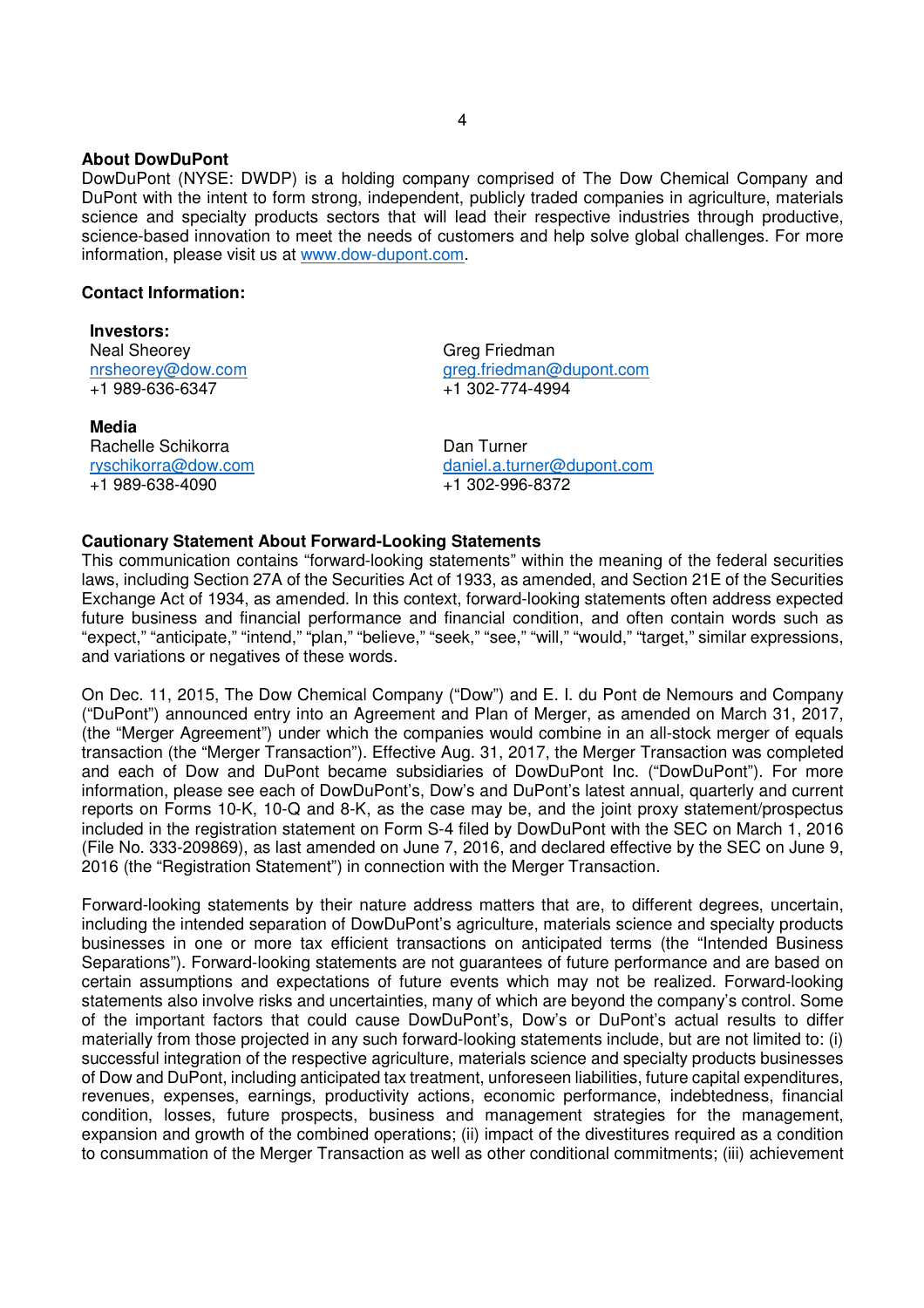**About DowDuPont**

DowDuPont (NYSE: DWDP) is a holding company comprised of The Dow Chemical Company and DuPont with the intent to form strong, independent, publicly traded companies in agriculture, materials science and specialty products sectors that will lead their respective industries through productive, science-based innovation to meet the needs of customers and help solve global challenges. For more information, please visit us at www.dow-dupont.com.

**Contact Information:**

**Investors:**

Neal Sheorey
nrsheorey@dow.com
+1 989-636-6347

Greg Friedman
greg.friedman@dupont.com
+1 302-774-4994

**Media**

Rachelle Schikorra
ryschikorra@dow.com
+1 989-638-4090

Dan Turner
daniel.a.turner@dupont.com
+1 302-996-8372

**Cautionary Statement About Forward-Looking Statements**

This communication contains "forward-looking statements" within the meaning of the federal securities laws, including Section 27A of the Securities Act of 1933, as amended, and Section 21E of the Securities Exchange Act of 1934, as amended. In this context, forward-looking statements often address expected future business and financial performance and financial condition, and often contain words such as "expect," "anticipate," "intend," "plan," "believe," "seek," "see," "will," "would," "target," similar expressions, and variations or negatives of these words.

On Dec. 11, 2015, The Dow Chemical Company ("Dow") and E. I. du Pont de Nemours and Company ("DuPont") announced entry into an Agreement and Plan of Merger, as amended on March 31, 2017, (the "Merger Agreement") under which the companies would combine in an all-stock merger of equals transaction (the "Merger Transaction"). Effective Aug. 31, 2017, the Merger Transaction was completed and each of Dow and DuPont became subsidiaries of DowDuPont Inc. ("DowDuPont"). For more information, please see each of DowDuPont's, Dow's and DuPont's latest annual, quarterly and current reports on Forms 10-K, 10-Q and 8-K, as the case may be, and the joint proxy statement/prospectus included in the registration statement on Form S-4 filed by DowDuPont with the SEC on March 1, 2016 (File No. 333-209869), as last amended on June 7, 2016, and declared effective by the SEC on June 9, 2016 (the "Registration Statement") in connection with the Merger Transaction.

Forward-looking statements by their nature address matters that are, to different degrees, uncertain, including the intended separation of DowDuPont's agriculture, materials science and specialty products businesses in one or more tax efficient transactions on anticipated terms (the "Intended Business Separations"). Forward-looking statements are not guarantees of future performance and are based on certain assumptions and expectations of future events which may not be realized. Forward-looking statements also involve risks and uncertainties, many of which are beyond the company's control. Some of the important factors that could cause DowDuPont's, Dow's or DuPont's actual results to differ materially from those projected in any such forward-looking statements include, but are not limited to: (i) successful integration of the respective agriculture, materials science and specialty products businesses of Dow and DuPont, including anticipated tax treatment, unforeseen liabilities, future capital expenditures, revenues, expenses, earnings, productivity actions, economic performance, indebtedness, financial condition, losses, future prospects, business and management strategies for the management, expansion and growth of the combined operations; (ii) impact of the divestitures required as a condition to consummation of the Merger Transaction as well as other conditional commitments; (iii) achievement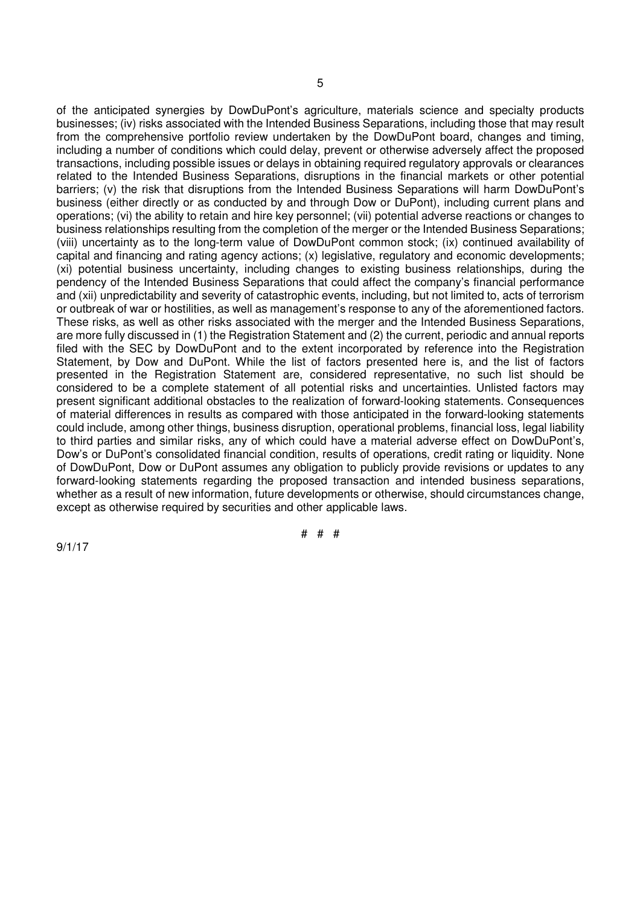of the anticipated synergies by DowDuPont's agriculture, materials science and specialty products businesses; (iv) risks associated with the Intended Business Separations, including those that may result from the comprehensive portfolio review undertaken by the DowDuPont board, changes and timing, including a number of conditions which could delay, prevent or otherwise adversely affect the proposed transactions, including possible issues or delays in obtaining required regulatory approvals or clearances related to the Intended Business Separations, disruptions in the financial markets or other potential barriers; (v) the risk that disruptions from the Intended Business Separations will harm DowDuPont's business (either directly or as conducted by and through Dow or DuPont), including current plans and operations; (vi) the ability to retain and hire key personnel; (vii) potential adverse reactions or changes to business relationships resulting from the completion of the merger or the Intended Business Separations; (viii) uncertainty as to the long-term value of DowDuPont common stock; (ix) continued availability of capital and financing and rating agency actions; (x) legislative, regulatory and economic developments; (xi) potential business uncertainty, including changes to existing business relationships, during the pendency of the Intended Business Separations that could affect the company's financial performance and (xii) unpredictability and severity of catastrophic events, including, but not limited to, acts of terrorism or outbreak of war or hostilities, as well as management's response to any of the aforementioned factors. These risks, as well as other risks associated with the merger and the Intended Business Separations, are more fully discussed in (1) the Registration Statement and (2) the current, periodic and annual reports filed with the SEC by DowDuPont and to the extent incorporated by reference into the Registration Statement, by Dow and DuPont. While the list of factors presented here is, and the list of factors presented in the Registration Statement are, considered representative, no such list should be considered to be a complete statement of all potential risks and uncertainties. Unlisted factors may present significant additional obstacles to the realization of forward-looking statements. Consequences of material differences in results as compared with those anticipated in the forward-looking statements could include, among other things, business disruption, operational problems, financial loss, legal liability to third parties and similar risks, any of which could have a material adverse effect on DowDuPont's, Dow's or DuPont's consolidated financial condition, results of operations, credit rating or liquidity. None of DowDuPont, Dow or DuPont assumes any obligation to publicly provide revisions or updates to any forward-looking statements regarding the proposed transaction and intended business separations, whether as a result of new information, future developments or otherwise, should circumstances change, except as otherwise required by securities and other applicable laws.

# # #

9/1/17